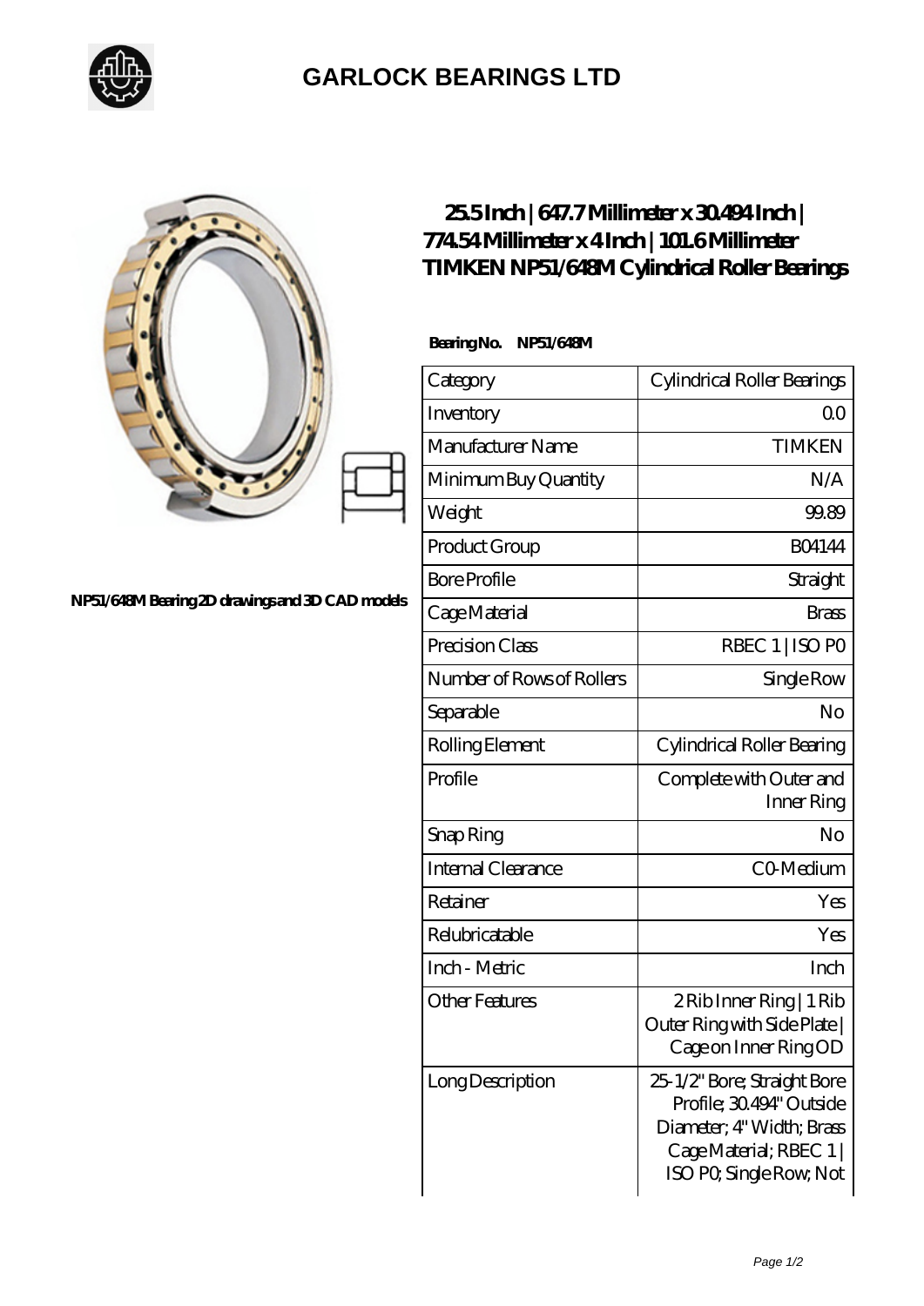# GARLOCK BEARINGS LTD

NP51/648M Bearing 2D drawings and 3D CAD models

## 25.5 Inch | 647.7 Millimeter x 30.494 Inch | 774.54 Millimeter x 4 Inch | 101.6 Millimeter TIMKEN NP51/648M Cylindrical Roller Bearings

**Bearing No. NP51/648M**

| Category | Cylindrical Roller Bearings |
|---|---|
| Inventory | 0.0 |
| Manufacturer Name | TIMKEN |
| Minimum Buy Quantity | N/A |
| Weight | 99.89 |
| Product Group | B04144 |
| Bore Profile | Straight |
| Cage Material | Brass |
| Precision Class | RBEC 1 \| ISO P0 |
| Number of Rows of Rollers | Single Row |
| Separable | No |
| Rolling Element | Cylindrical Roller Bearing |
| Profile | Complete with Outer and Inner Ring |
| Snap Ring | No |
| Internal Clearance | C0-Medium |
| Retainer | Yes |
| Relubricatable | Yes |
| Inch - Metric | Inch |
| Other Features | 2 Rib Inner Ring \| 1 Rib Outer Ring with Side Plate \| Cage on Inner Ring OD |
| Long Description | 25-1/2" Bore; Straight Bore Profile; 30.494" Outside Diameter; 4" Width; Brass Cage Material; RBEC 1 \| ISO P0; Single Row; Not |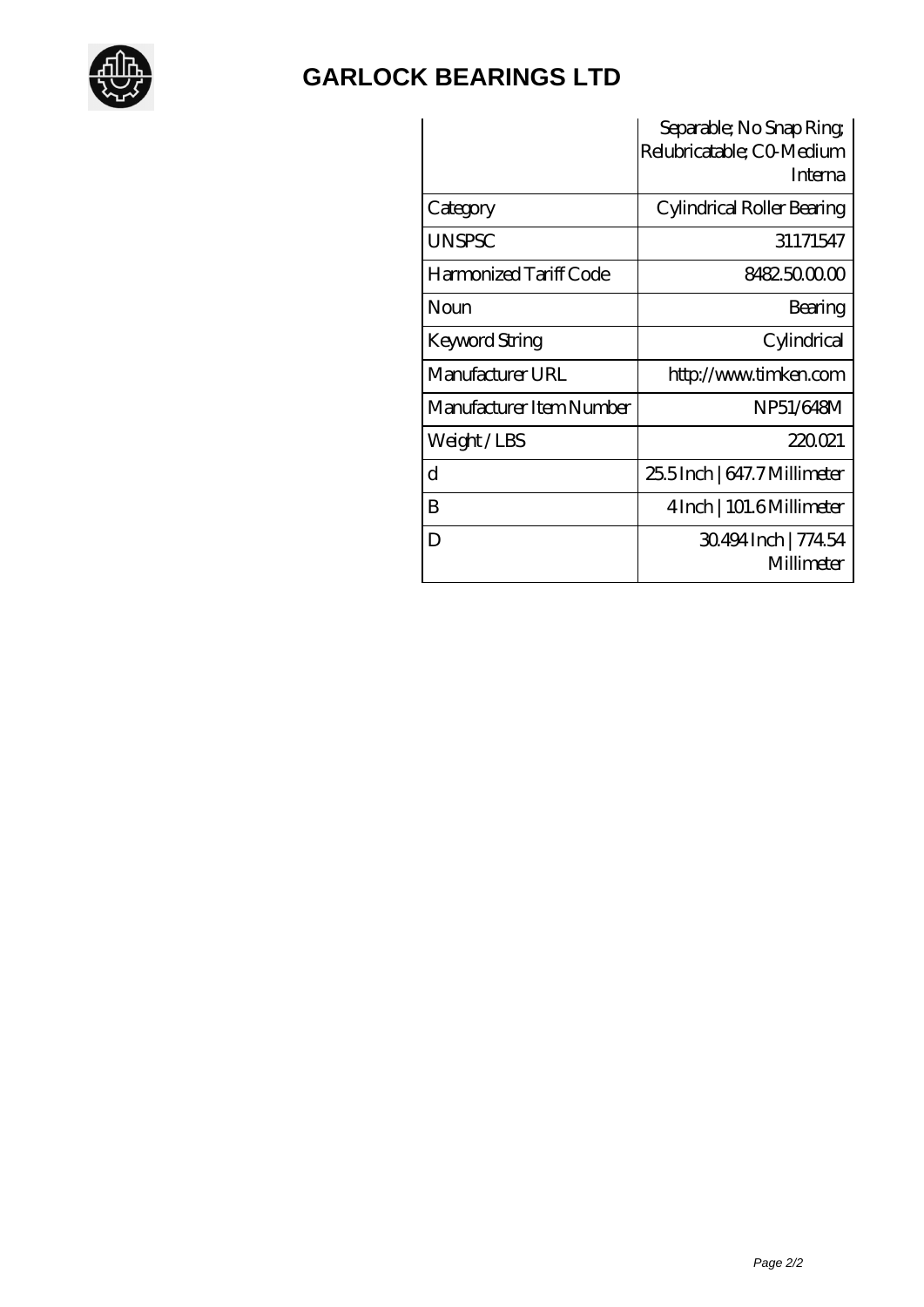# GARLOCK BEARINGS LTD

| | |
|---|---|
| | Separable; No Snap Ring; Relubricatable; C0-Medium Interna |
| Category | Cylindrical Roller Bearing |
| UNSPSC | 31171547 |
| Harmonized Tariff Code | 8482.50.00.00 |
| Noun | Bearing |
| Keyword String | Cylindrical |
| Manufacturer URL | http://www.timken.com |
| Manufacturer Item Number | NP51/648M |
| Weight / LBS | 220.021 |
| d | 25.5 Inch \| 647.7 Millimeter |
| B | 4 Inch \| 101.6 Millimeter |
| D | 30.494 Inch \| 774.54 Millimeter |